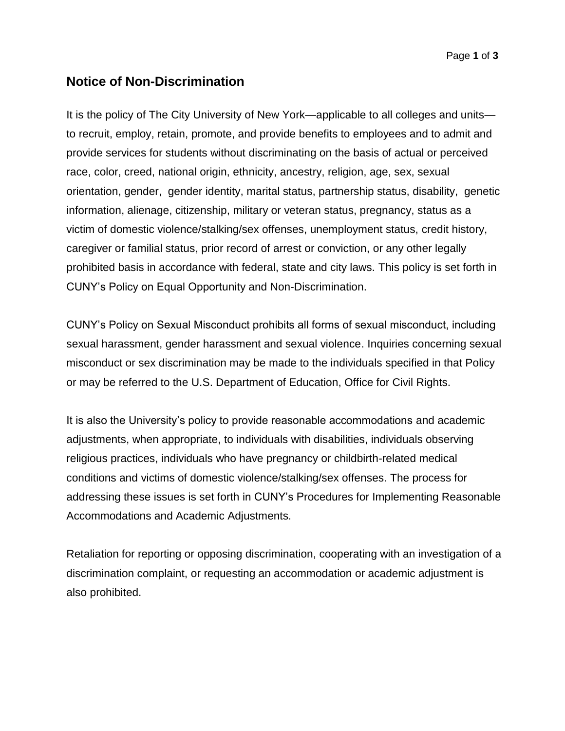## Notice of Non-Discrimination

It is the policy of The City University of New York—applicable to all colleges and units—to recruit, employ, retain, promote, and provide benefits to employees and to admit and provide services for students without discriminating on the basis of actual or perceived race, color, creed, national origin, ethnicity, ancestry, religion, age, sex, sexual orientation, gender, gender identity, marital status, partnership status, disability, genetic information, alienage, citizenship, military or veteran status, pregnancy, status as a victim of domestic violence/stalking/sex offenses, unemployment status, credit history, caregiver or familial status, prior record of arrest or conviction, or any other legally prohibited basis in accordance with federal, state and city laws. This policy is set forth in CUNY's Policy on Equal Opportunity and Non-Discrimination.

CUNY's Policy on Sexual Misconduct prohibits all forms of sexual misconduct, including sexual harassment, gender harassment and sexual violence. Inquiries concerning sexual misconduct or sex discrimination may be made to the individuals specified in that Policy or may be referred to the U.S. Department of Education, Office for Civil Rights.

It is also the University's policy to provide reasonable accommodations and academic adjustments, when appropriate, to individuals with disabilities, individuals observing religious practices, individuals who have pregnancy or childbirth-related medical conditions and victims of domestic violence/stalking/sex offenses. The process for addressing these issues is set forth in CUNY's Procedures for Implementing Reasonable Accommodations and Academic Adjustments.

Retaliation for reporting or opposing discrimination, cooperating with an investigation of a discrimination complaint, or requesting an accommodation or academic adjustment is also prohibited.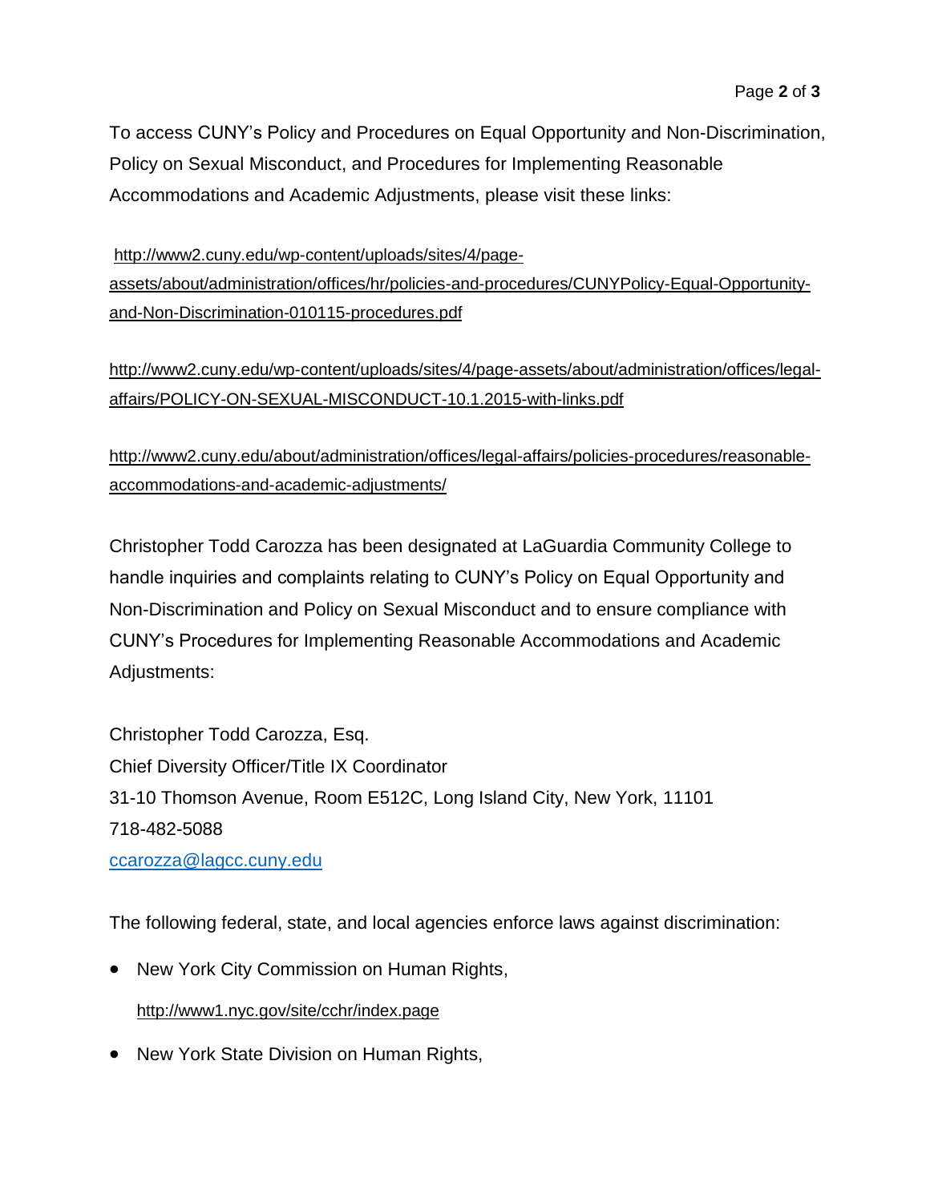To access CUNY's Policy and Procedures on Equal Opportunity and Non-Discrimination, Policy on Sexual Misconduct, and Procedures for Implementing Reasonable Accommodations and Academic Adjustments, please visit these links:

http://www2.cuny.edu/wp-content/uploads/sites/4/page-assets/about/administration/offices/hr/policies-and-procedures/CUNYPolicy-Equal-Opportunity-and-Non-Discrimination-010115-procedures.pdf

http://www2.cuny.edu/wp-content/uploads/sites/4/page-assets/about/administration/offices/legal-affairs/POLICY-ON-SEXUAL-MISCONDUCT-10.1.2015-with-links.pdf

http://www2.cuny.edu/about/administration/offices/legal-affairs/policies-procedures/reasonable-accommodations-and-academic-adjustments/

Christopher Todd Carozza has been designated at LaGuardia Community College to handle inquiries and complaints relating to CUNY's Policy on Equal Opportunity and Non-Discrimination and Policy on Sexual Misconduct and to ensure compliance with CUNY's Procedures for Implementing Reasonable Accommodations and Academic Adjustments:

Christopher Todd Carozza, Esq.
Chief Diversity Officer/Title IX Coordinator
31-10 Thomson Avenue, Room E512C, Long Island City, New York, 11101
718-482-5088
ccarozza@lagcc.cuny.edu

The following federal, state, and local agencies enforce laws against discrimination:

- New York City Commission on Human Rights,

  http://www1.nyc.gov/site/cchr/index.page

- New York State Division on Human Rights,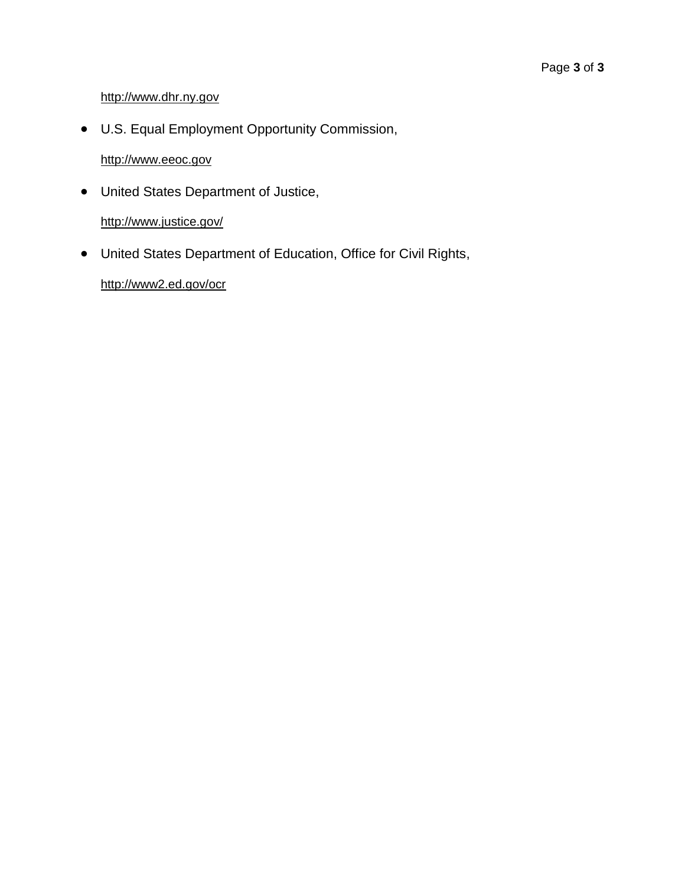http://www.dhr.ny.gov

- U.S. Equal Employment Opportunity Commission,

  http://www.eeoc.gov

- United States Department of Justice,

  http://www.justice.gov/

- United States Department of Education, Office for Civil Rights,

  http://www2.ed.gov/ocr